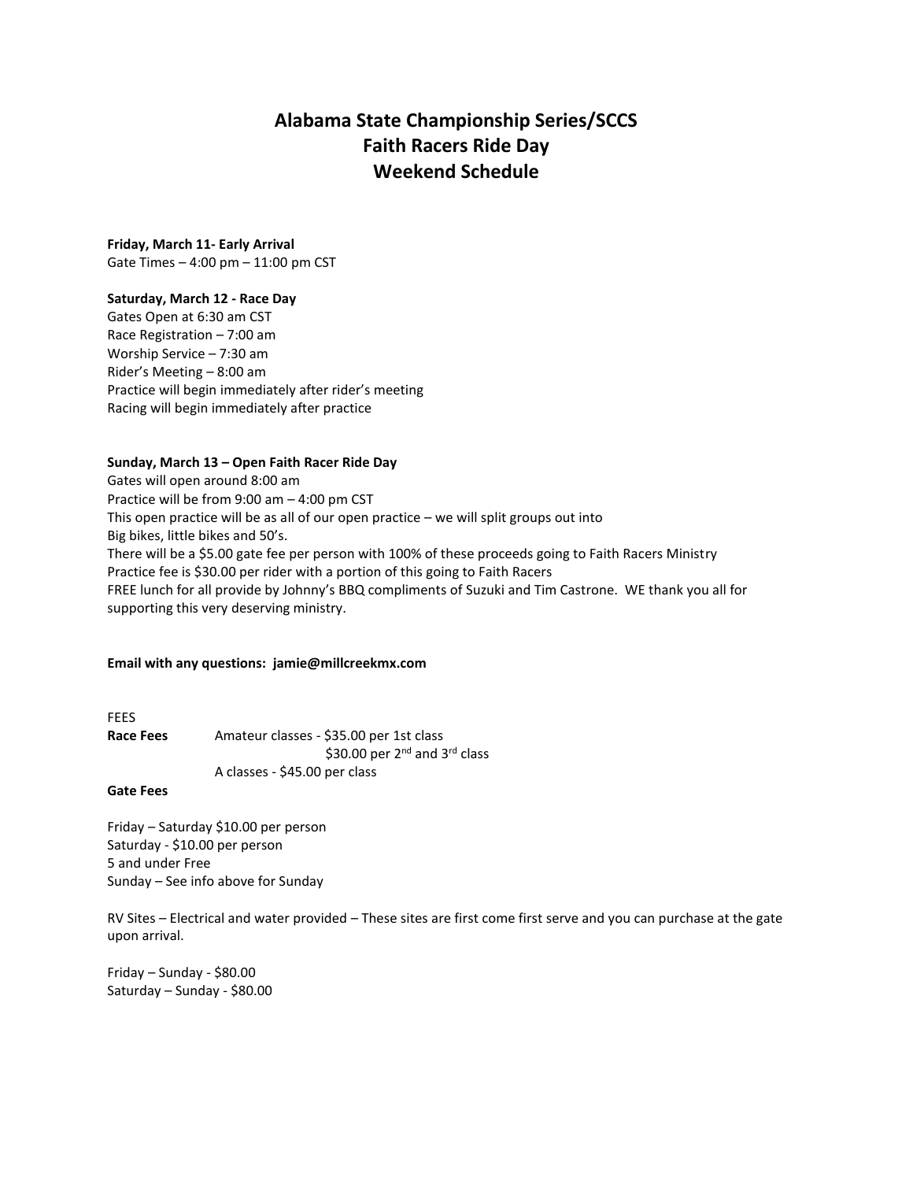# Alabama State Championship Series/SCCS
# Faith Racers Ride Day
# Weekend Schedule

**Friday, March 11- Early Arrival**
Gate Times – 4:00 pm – 11:00 pm CST

**Saturday, March 12 - Race Day**
Gates Open at 6:30 am CST
Race Registration – 7:00 am
Worship Service – 7:30 am
Rider's Meeting – 8:00 am
Practice will begin immediately after rider's meeting
Racing will begin immediately after practice

**Sunday, March 13 – Open Faith Racer Ride Day**
Gates will open around 8:00 am
Practice will be from 9:00 am – 4:00 pm CST
This open practice will be as all of our open practice – we will split groups out into
Big bikes, little bikes and 50's.
There will be a $5.00 gate fee per person with 100% of these proceeds going to Faith Racers Ministry
Practice fee is $30.00 per rider with a portion of this going to Faith Racers
FREE lunch for all provide by Johnny's BBQ compliments of Suzuki and Tim Castrone. WE thank you all for supporting this very deserving ministry.

**Email with any questions: jamie@millcreekmx.com**

FEES

**Race Fees** Amateur classes - $35.00 per 1st class
$30.00 per 2nd and 3rd class
A classes - $45.00 per class

**Gate Fees**

Friday – Saturday $10.00 per person
Saturday - $10.00 per person
5 and under Free
Sunday – See info above for Sunday

RV Sites – Electrical and water provided – These sites are first come first serve and you can purchase at the gate upon arrival.

Friday – Sunday - $80.00
Saturday – Sunday - $80.00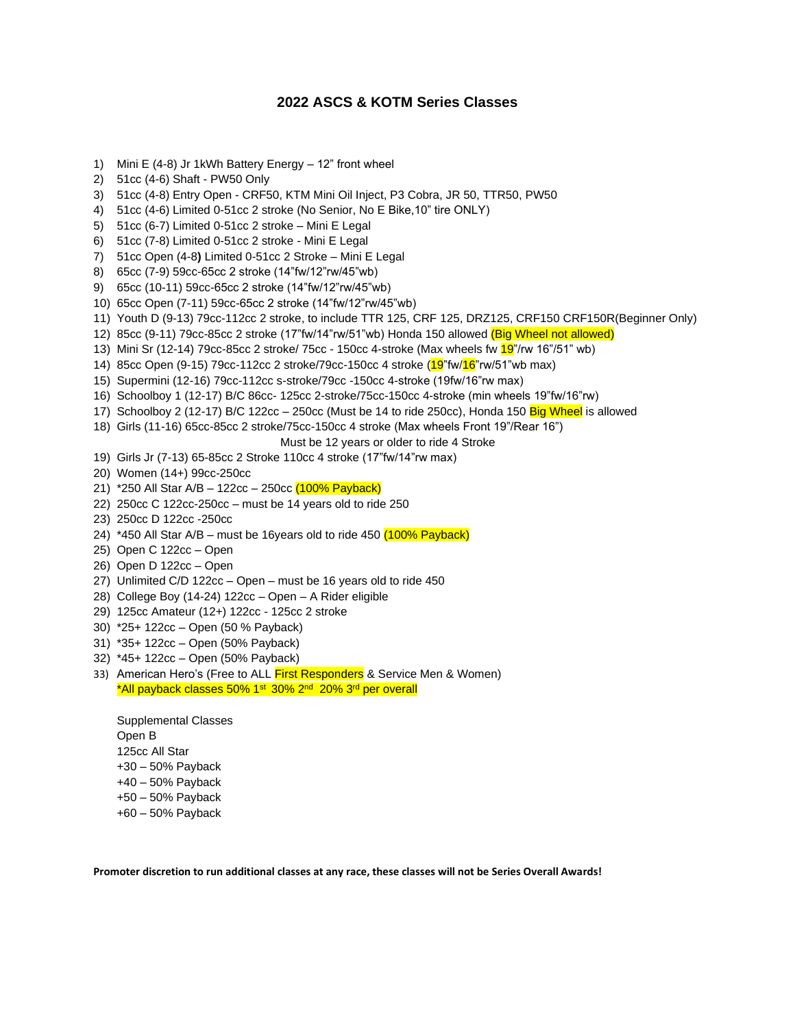## 2022 ASCS & KOTM Series Classes

1) Mini E (4-8) Jr 1kWh Battery Energy – 12" front wheel
2) 51cc (4-6) Shaft - PW50 Only
3) 51cc (4-8) Entry Open - CRF50, KTM Mini Oil Inject, P3 Cobra, JR 50, TTR50, PW50
4) 51cc (4-6) Limited 0-51cc 2 stroke (No Senior, No E Bike,10" tire ONLY)
5) 51cc (6-7) Limited 0-51cc 2 stroke – Mini E Legal
6) 51cc (7-8) Limited 0-51cc 2 stroke - Mini E Legal
7) 51cc Open (4-8**)** Limited 0-51cc 2 Stroke – Mini E Legal
8) 65cc (7-9) 59cc-65cc 2 stroke (14"fw/12"rw/45"wb)
9) 65cc (10-11) 59cc-65cc 2 stroke (14"fw/12"rw/45"wb)
10) 65cc Open (7-11) 59cc-65cc 2 stroke (14"fw/12"rw/45"wb)
11) Youth D (9-13) 79cc-112cc 2 stroke, to include TTR 125, CRF 125, DRZ125, CRF150 CRF150R(Beginner Only)
12) 85cc (9-11) 79cc-85cc 2 stroke (17"fw/14"rw/51"wb) Honda 150 allowed (Big Wheel not allowed)
13) Mini Sr (12-14) 79cc-85cc 2 stroke/ 75cc - 150cc 4-stroke (Max wheels fw 19"/rw 16"/51" wb)
14) 85cc Open (9-15) 79cc-112cc 2 stroke/79cc-150cc 4 stroke (19"fw/16"rw/51"wb max)
15) Supermini (12-16) 79cc-112cc s-stroke/79cc -150cc 4-stroke (19fw/16"rw max)
16) Schoolboy 1 (12-17) B/C 86cc- 125cc 2-stroke/75cc-150cc 4-stroke (min wheels 19"fw/16"rw)
17) Schoolboy 2 (12-17) B/C 122cc – 250cc (Must be 14 to ride 250cc), Honda 150 Big Wheel is allowed
18) Girls (11-16) 65cc-85cc 2 stroke/75cc-150cc 4 stroke (Max wheels Front 19"/Rear 16")
    Must be 12 years or older to ride 4 Stroke
19) Girls Jr (7-13) 65-85cc 2 Stroke 110cc 4 stroke (17"fw/14"rw max)
20) Women (14+) 99cc-250cc
21) *250 All Star A/B – 122cc – 250cc (100% Payback)
22) 250cc C 122cc-250cc – must be 14 years old to ride 250
23) 250cc D 122cc -250cc
24) *450 All Star A/B – must be 16years old to ride 450 (100% Payback)
25) Open C 122cc – Open
26) Open D 122cc – Open
27) Unlimited C/D 122cc – Open – must be 16 years old to ride 450
28) College Boy (14-24) 122cc – Open – A Rider eligible
29) 125cc Amateur (12+) 122cc - 125cc 2 stroke
30) *25+ 122cc – Open (50 % Payback)
31) *35+ 122cc – Open (50% Payback)
32) *45+ 122cc – Open (50% Payback)
33) American Hero's (Free to ALL First Responders & Service Men & Women)
    *All payback classes 50% 1st 30% 2nd 20% 3rd per overall

Supplemental Classes
Open B
125cc All Star
+30 – 50% Payback
+40 – 50% Payback
+50 – 50% Payback
+60 – 50% Payback

**Promoter discretion to run additional classes at any race, these classes will not be Series Overall Awards!**